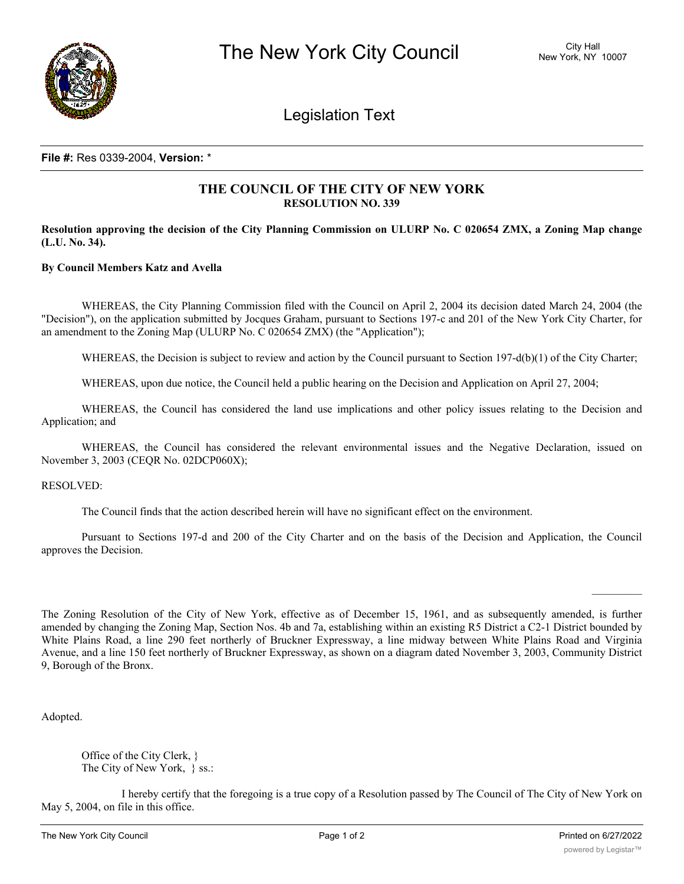**File #:** Res 0339-2004, **Version:** *

# THE COUNCIL OF THE CITY OF NEW YORK

## RESOLUTION NO. 339

**Resolution approving the decision of the City Planning Commission on ULURP No. C 020654 ZMX, a Zoning Map change (L.U. No. 34).**

**By Council Members Katz and Avella**

WHEREAS, the City Planning Commission filed with the Council on April 2, 2004 its decision dated March 24, 2004 (the "Decision"), on the application submitted by Jocques Graham, pursuant to Sections 197-c and 201 of the New York City Charter, for an amendment to the Zoning Map (ULURP No. C 020654 ZMX) (the "Application");

WHEREAS, the Decision is subject to review and action by the Council pursuant to Section 197-d(b)(1) of the City Charter;

WHEREAS, upon due notice, the Council held a public hearing on the Decision and Application on April 27, 2004;

WHEREAS, the Council has considered the land use implications and other policy issues relating to the Decision and Application; and

WHEREAS, the Council has considered the relevant environmental issues and the Negative Declaration, issued on November 3, 2003 (CEQR No. 02DCP060X);

RESOLVED:

The Council finds that the action described herein will have no significant effect on the environment.

Pursuant to Sections 197-d and 200 of the City Charter and on the basis of the Decision and Application, the Council approves the Decision.

---

The Zoning Resolution of the City of New York, effective as of December 15, 1961, and as subsequently amended, is further amended by changing the Zoning Map, Section Nos. 4b and 7a, establishing within an existing R5 District a C2-1 District bounded by White Plains Road, a line 290 feet northerly of Bruckner Expressway, a line midway between White Plains Road and Virginia Avenue, and a line 150 feet northerly of Bruckner Expressway, as shown on a diagram dated November 3, 2003, Community District 9, Borough of the Bronx.

Adopted.

Office of the City Clerk, }
The City of New York, } ss.:

I hereby certify that the foregoing is a true copy of a Resolution passed by The Council of The City of New York on May 5, 2004, on file in this office.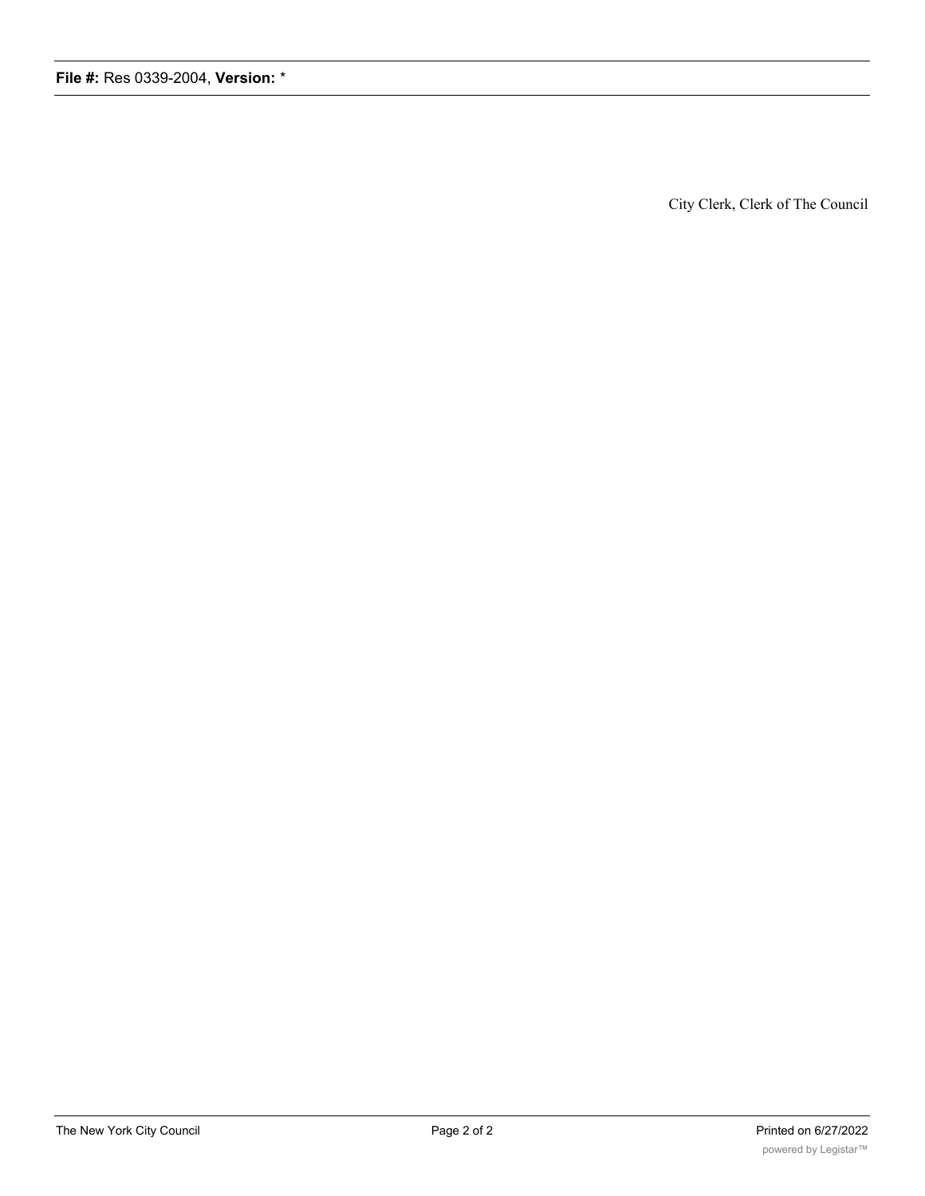City Clerk, Clerk of The Council